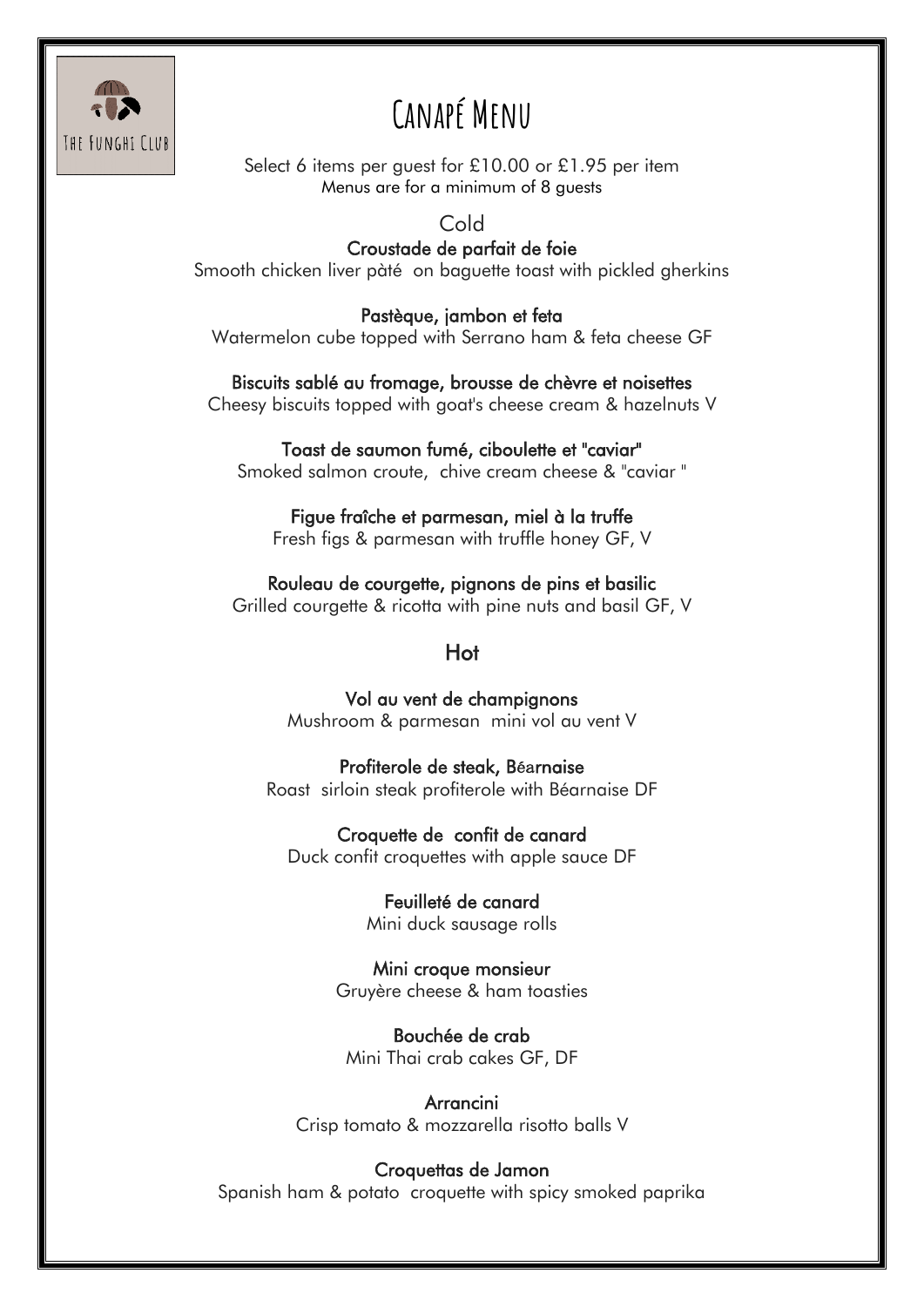THE FUNGHI CLUB

# Canapé Menu

Select 6 items per guest for £10.00 or £1.95 per item
Menus are for a minimum of 8 guests

## Cold

**Croustade de parfait de foie**
Smooth chicken liver pàté on baguette toast with pickled gherkins

**Pastèque, jambon et feta**
Watermelon cube topped with Serrano ham & feta cheese GF

**Biscuits sablé au fromage, brousse de chèvre et noisettes**
Cheesy biscuits topped with goat's cheese cream & hazelnuts V

**Toast de saumon fumé, ciboulette et "caviar"**
Smoked salmon croute, chive cream cheese & "caviar "

**Figue fraîche et parmesan, miel à la truffe**
Fresh figs & parmesan with truffle honey GF, V

**Rouleau de courgette, pignons de pins et basilic**
Grilled courgette & ricotta with pine nuts and basil GF, V

## Hot

**Vol au vent de champignons**
Mushroom & parmesan mini vol au vent V

**Profiterole de steak, Béarnaise**
Roast sirloin steak profiterole with Béarnaise DF

**Croquette de confit de canard**
Duck confit croquettes with apple sauce DF

**Feuilleté de canard**
Mini duck sausage rolls

**Mini croque monsieur**
Gruyère cheese & ham toasties

**Bouchée de crab**
Mini Thai crab cakes GF, DF

**Arrancini**
Crisp tomato & mozzarella risotto balls V

**Croquettas de Jamon**
Spanish ham & potato croquette with spicy smoked paprika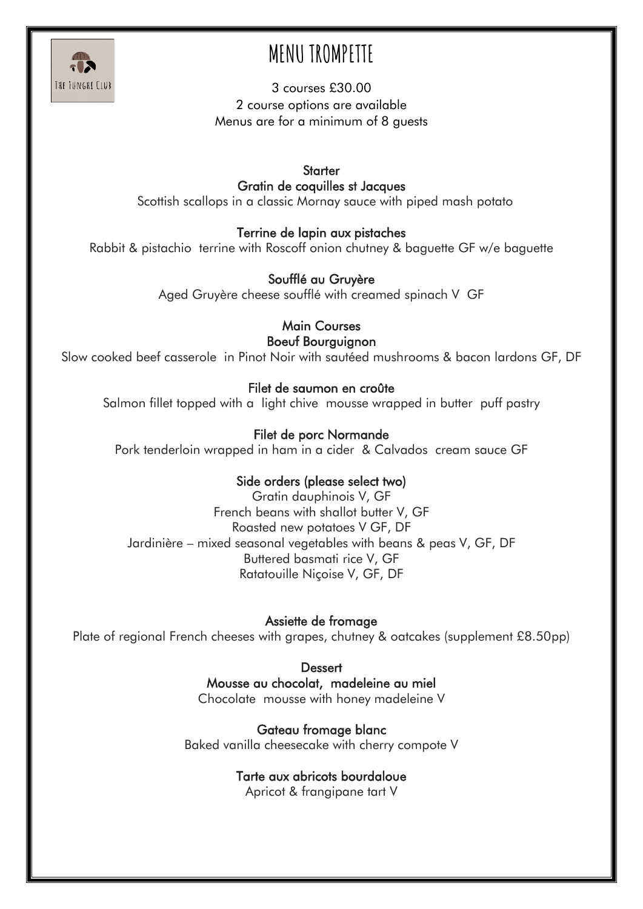# MENU TROMPETTE

3 courses £30.00
2 course options are available
Menus are for a minimum of 8 guests

## Starter

**Gratin de coquilles st Jacques**
Scottish scallops in a classic Mornay sauce with piped mash potato

**Terrine de lapin aux pistaches**
Rabbit & pistachio terrine with Roscoff onion chutney & baguette GF w/e baguette

**Soufflé au Gruyère**
Aged Gruyère cheese soufflé with creamed spinach V GF

## Main Courses

**Boeuf Bourguignon**
Slow cooked beef casserole in Pinot Noir with sautéed mushrooms & bacon lardons GF, DF

**Filet de saumon en croûte**
Salmon fillet topped with a light chive mousse wrapped in butter puff pastry

**Filet de porc Normande**
Pork tenderloin wrapped in ham in a cider & Calvados cream sauce GF

**Side orders (please select two)**
Gratin dauphinois V, GF
French beans with shallot butter V, GF
Roasted new potatoes V GF, DF
Jardinière – mixed seasonal vegetables with beans & peas V, GF, DF
Buttered basmati rice V, GF
Ratatouille Niçoise V, GF, DF

**Assiette de fromage**
Plate of regional French cheeses with grapes, chutney & oatcakes (supplement £8.50pp)

## Dessert

**Mousse au chocolat, madeleine au miel**
Chocolate mousse with honey madeleine V

**Gateau fromage blanc**
Baked vanilla cheesecake with cherry compote V

**Tarte aux abricots bourdaloue**
Apricot & frangipane tart V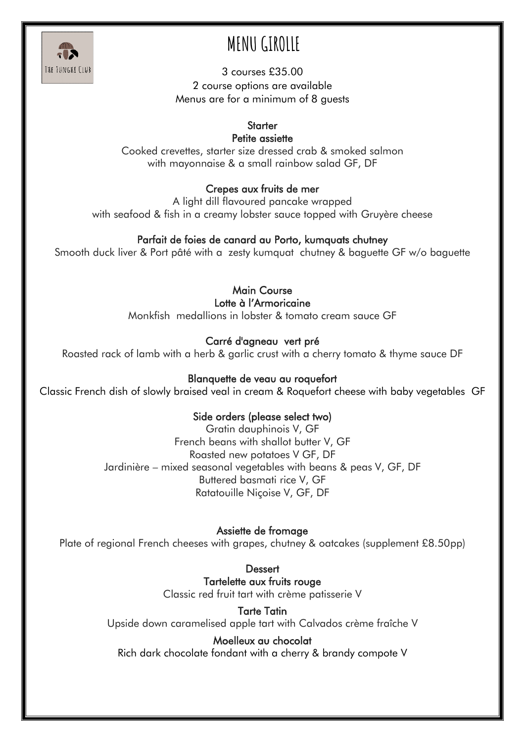# MENU GIROLLE

3 courses £35.00
2 course options are available
Menus are for a minimum of 8 guests

## Starter

**Petite assiette**
Cooked crevettes, starter size dressed crab & smoked salmon with mayonnaise & a small rainbow salad GF, DF

**Crepes aux fruits de mer**
A light dill flavoured pancake wrapped with seafood & fish in a creamy lobster sauce topped with Gruyère cheese

**Parfait de foies de canard au Porto, kumquats chutney**
Smooth duck liver & Port pâté with a zesty kumquat chutney & baguette GF w/o baguette

## Main Course

**Lotte à l'Armoricaine**
Monkfish medallions in lobster & tomato cream sauce GF

**Carré d'agneau vert pré**
Roasted rack of lamb with a herb & garlic crust with a cherry tomato & thyme sauce DF

**Blanquette de veau au roquefort**
Classic French dish of slowly braised veal in cream & Roquefort cheese with baby vegetables GF

**Side orders (please select two)**
Gratin dauphinois V, GF
French beans with shallot butter V, GF
Roasted new potatoes V GF, DF
Jardinière – mixed seasonal vegetables with beans & peas V, GF, DF
Buttered basmati rice V, GF
Ratatouille Niçoise V, GF, DF

**Assiette de fromage**
Plate of regional French cheeses with grapes, chutney & oatcakes (supplement £8.50pp)

## Dessert

**Tartelette aux fruits rouge**
Classic red fruit tart with crème patisserie V

**Tarte Tatin**
Upside down caramelised apple tart with Calvados crème fraîche V

**Moelleux au chocolat**
Rich dark chocolate fondant with a cherry & brandy compote V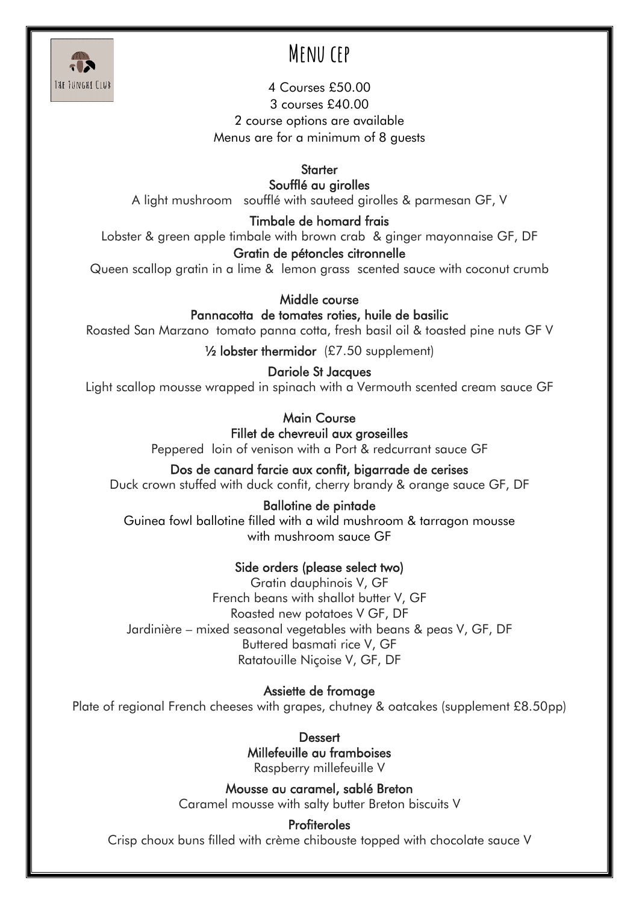THE FUNGHI CLUB

# Menu cep

4 Courses £50.00
3 courses £40.00
2 course options are available
Menus are for a minimum of 8 guests

## Starter

**Soufflé au girolles**
A light mushroom soufflé with sauteed girolles & parmesan GF, V

**Timbale de homard frais**
Lobster & green apple timbale with brown crab & ginger mayonnaise GF, DF

**Gratin de pétoncles citronnelle**
Queen scallop gratin in a lime & lemon grass scented sauce with coconut crumb

## Middle course

**Pannacotta de tomates roties, huile de basilic**
Roasted San Marzano tomato panna cotta, fresh basil oil & toasted pine nuts GF V

**½ lobster thermidor** (£7.50 supplement)

**Dariole St Jacques**
Light scallop mousse wrapped in spinach with a Vermouth scented cream sauce GF

## Main Course

**Fillet de chevreuil aux groseilles**
Peppered loin of venison with a Port & redcurrant sauce GF

**Dos de canard farcie aux confit, bigarrade de cerises**
Duck crown stuffed with duck confit, cherry brandy & orange sauce GF, DF

**Ballotine de pintade**
Guinea fowl ballotine filled with a wild mushroom & tarragon mousse
with mushroom sauce GF

**Side orders (please select two)**
Gratin dauphinois V, GF
French beans with shallot butter V, GF
Roasted new potatoes V GF, DF
Jardinière – mixed seasonal vegetables with beans & peas V, GF, DF
Buttered basmati rice V, GF
Ratatouille Niçoise V, GF, DF

**Assiette de fromage**
Plate of regional French cheeses with grapes, chutney & oatcakes (supplement £8.50pp)

## Dessert

**Millefeuille au framboises**
Raspberry millefeuille V

**Mousse au caramel, sablé Breton**
Caramel mousse with salty butter Breton biscuits V

**Profiteroles**
Crisp choux buns filled with crème chibouste topped with chocolate sauce V